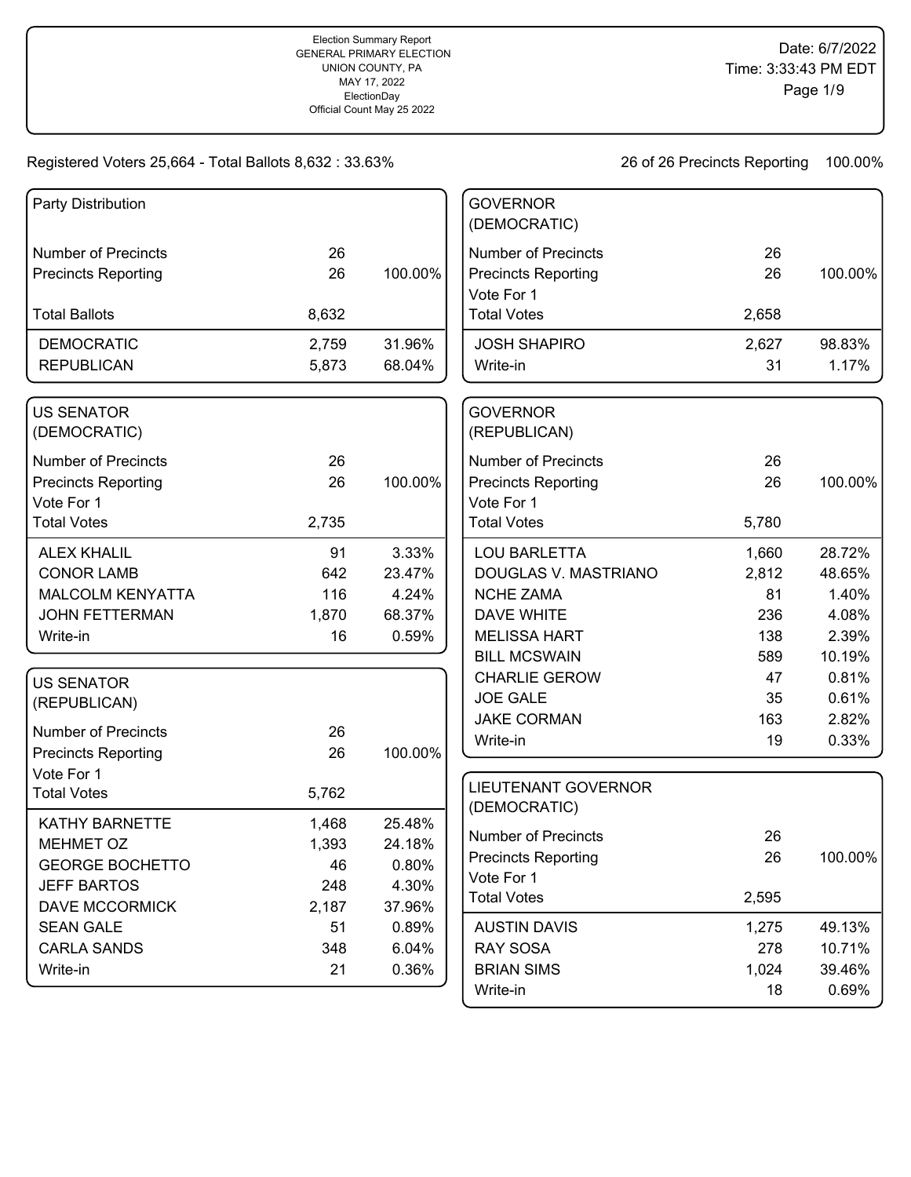Election Summary Report
GENERAL PRIMARY ELECTION
UNION COUNTY, PA
MAY 17, 2022
ElectionDay
Official Count May 25 2022

Date: 6/7/2022
Time: 3:33:43 PM EDT

Registered Voters 25,664 - Total Ballots 8,632 : 33.63%

26 of 26 Precincts Reporting 100.00%

## Party Distribution

| | | |
|---|---|---|
| Number of Precincts | 26 | |
| Precincts Reporting | 26 | 100.00% |
| Total Ballots | 8,632 | |
| DEMOCRATIC | 2,759 | 31.96% |
| REPUBLICAN | 5,873 | 68.04% |

## US SENATOR (DEMOCRATIC)

| | | |
|---|---|---|
| Number of Precincts | 26 | |
| Precincts Reporting | 26 | 100.00% |
| Vote For 1 | | |
| Total Votes | 2,735 | |
| ALEX KHALIL | 91 | 3.33% |
| CONOR LAMB | 642 | 23.47% |
| MALCOLM KENYATTA | 116 | 4.24% |
| JOHN FETTERMAN | 1,870 | 68.37% |
| Write-in | 16 | 0.59% |

## US SENATOR (REPUBLICAN)

| | | |
|---|---|---|
| Number of Precincts | 26 | |
| Precincts Reporting | 26 | 100.00% |
| Vote For 1 | | |
| Total Votes | 5,762 | |
| KATHY BARNETTE | 1,468 | 25.48% |
| MEHMET OZ | 1,393 | 24.18% |
| GEORGE BOCHETTO | 46 | 0.80% |
| JEFF BARTOS | 248 | 4.30% |
| DAVE MCCORMICK | 2,187 | 37.96% |
| SEAN GALE | 51 | 0.89% |
| CARLA SANDS | 348 | 6.04% |
| Write-in | 21 | 0.36% |

## GOVERNOR (DEMOCRATIC)

| | | |
|---|---|---|
| Number of Precincts | 26 | |
| Precincts Reporting | 26 | 100.00% |
| Vote For 1 | | |
| Total Votes | 2,658 | |
| JOSH SHAPIRO | 2,627 | 98.83% |
| Write-in | 31 | 1.17% |

## GOVERNOR (REPUBLICAN)

| | | |
|---|---|---|
| Number of Precincts | 26 | |
| Precincts Reporting | 26 | 100.00% |
| Vote For 1 | | |
| Total Votes | 5,780 | |
| LOU BARLETTA | 1,660 | 28.72% |
| DOUGLAS V. MASTRIANO | 2,812 | 48.65% |
| NCHE ZAMA | 81 | 1.40% |
| DAVE WHITE | 236 | 4.08% |
| MELISSA HART | 138 | 2.39% |
| BILL MCSWAIN | 589 | 10.19% |
| CHARLIE GEROW | 47 | 0.81% |
| JOE GALE | 35 | 0.61% |
| JAKE CORMAN | 163 | 2.82% |
| Write-in | 19 | 0.33% |

## LIEUTENANT GOVERNOR (DEMOCRATIC)

| | | |
|---|---|---|
| Number of Precincts | 26 | |
| Precincts Reporting | 26 | 100.00% |
| Vote For 1 | | |
| Total Votes | 2,595 | |
| AUSTIN DAVIS | 1,275 | 49.13% |
| RAY SOSA | 278 | 10.71% |
| BRIAN SIMS | 1,024 | 39.46% |
| Write-in | 18 | 0.69% |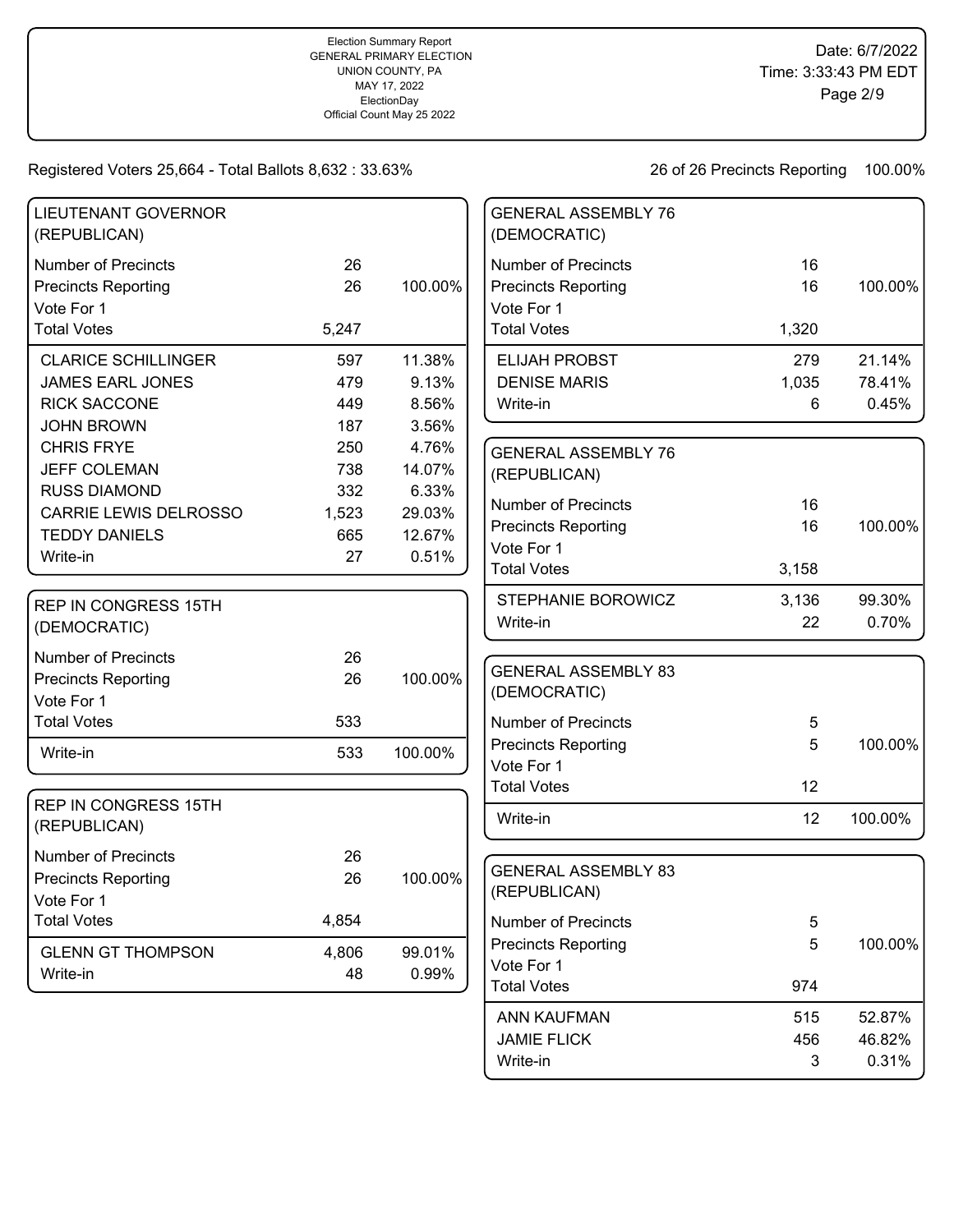Election Summary Report
GENERAL PRIMARY ELECTION
UNION COUNTY, PA
MAY 17, 2022
ElectionDay
Official Count May 25 2022

Date: 6/7/2022
Time: 3:33:43 PM EDT

Registered Voters 25,664 - Total Ballots 8,632 : 33.63%

26 of 26 Precincts Reporting 100.00%

## LIEUTENANT GOVERNOR (REPUBLICAN)

| | | |
|---|---|---|
| Number of Precincts | 26 | |
| Precincts Reporting | 26 | 100.00% |
| Vote For 1 | | |
| Total Votes | 5,247 | |
| CLARICE SCHILLINGER | 597 | 11.38% |
| JAMES EARL JONES | 479 | 9.13% |
| RICK SACCONE | 449 | 8.56% |
| JOHN BROWN | 187 | 3.56% |
| CHRIS FRYE | 250 | 4.76% |
| JEFF COLEMAN | 738 | 14.07% |
| RUSS DIAMOND | 332 | 6.33% |
| CARRIE LEWIS DELROSSO | 1,523 | 29.03% |
| TEDDY DANIELS | 665 | 12.67% |
| Write-in | 27 | 0.51% |

## REP IN CONGRESS 15TH (DEMOCRATIC)

| | | |
|---|---|---|
| Number of Precincts | 26 | |
| Precincts Reporting | 26 | 100.00% |
| Vote For 1 | | |
| Total Votes | 533 | |
| Write-in | 533 | 100.00% |

## REP IN CONGRESS 15TH (REPUBLICAN)

| | | |
|---|---|---|
| Number of Precincts | 26 | |
| Precincts Reporting | 26 | 100.00% |
| Vote For 1 | | |
| Total Votes | 4,854 | |
| GLENN GT THOMPSON | 4,806 | 99.01% |
| Write-in | 48 | 0.99% |

## GENERAL ASSEMBLY 76 (DEMOCRATIC)

| | | |
|---|---|---|
| Number of Precincts | 16 | |
| Precincts Reporting | 16 | 100.00% |
| Vote For 1 | | |
| Total Votes | 1,320 | |
| ELIJAH PROBST | 279 | 21.14% |
| DENISE MARIS | 1,035 | 78.41% |
| Write-in | 6 | 0.45% |

## GENERAL ASSEMBLY 76 (REPUBLICAN)

| | | |
|---|---|---|
| Number of Precincts | 16 | |
| Precincts Reporting | 16 | 100.00% |
| Vote For 1 | | |
| Total Votes | 3,158 | |
| STEPHANIE BOROWICZ | 3,136 | 99.30% |
| Write-in | 22 | 0.70% |

## GENERAL ASSEMBLY 83 (DEMOCRATIC)

| | | |
|---|---|---|
| Number of Precincts | 5 | |
| Precincts Reporting | 5 | 100.00% |
| Vote For 1 | | |
| Total Votes | 12 | |
| Write-in | 12 | 100.00% |

## GENERAL ASSEMBLY 83 (REPUBLICAN)

| | | |
|---|---|---|
| Number of Precincts | 5 | |
| Precincts Reporting | 5 | 100.00% |
| Vote For 1 | | |
| Total Votes | 974 | |
| ANN KAUFMAN | 515 | 52.87% |
| JAMIE FLICK | 456 | 46.82% |
| Write-in | 3 | 0.31% |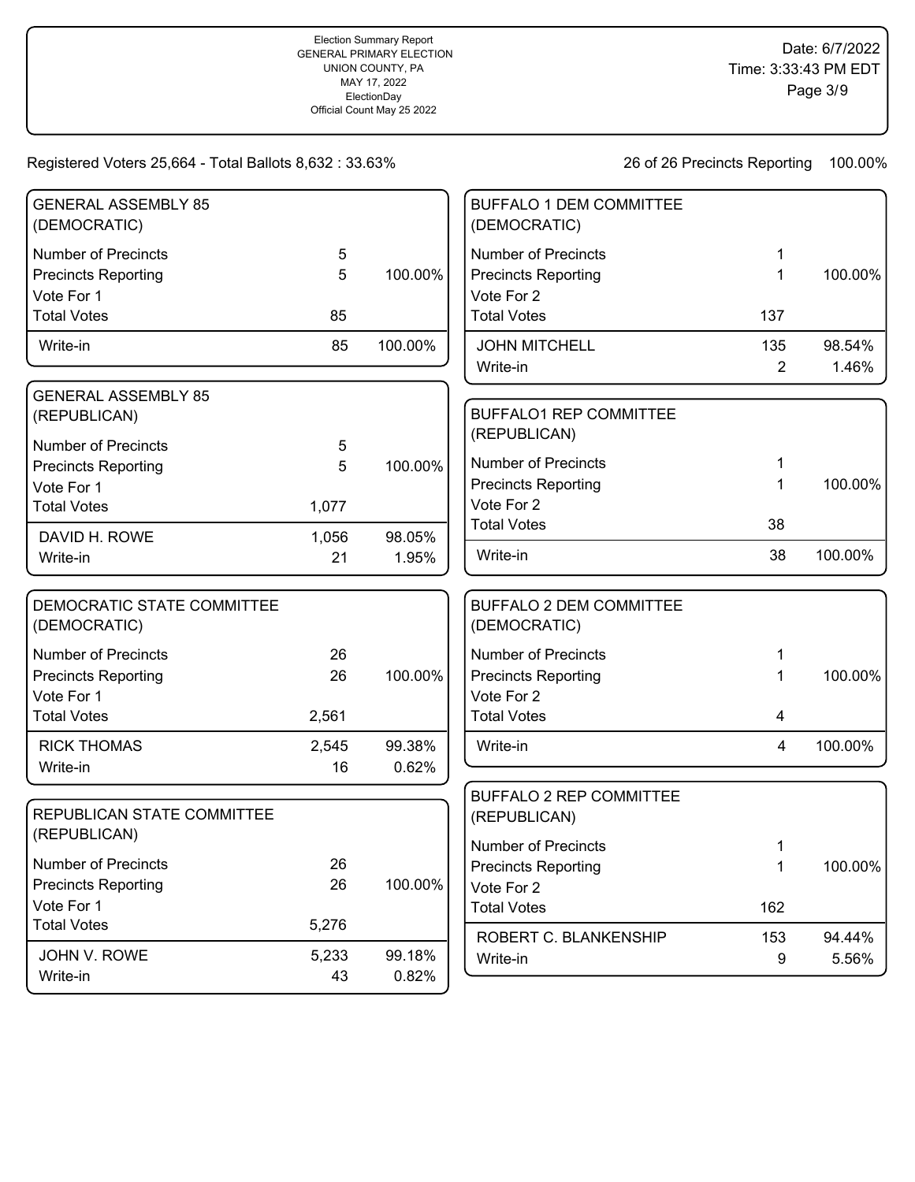Election Summary Report
GENERAL PRIMARY ELECTION
UNION COUNTY, PA
MAY 17, 2022
ElectionDay
Official Count May 25 2022

Date: 6/7/2022
Time: 3:33:43 PM EDT

Registered Voters 25,664 - Total Ballots 8,632 : 33.63%

26 of 26 Precincts Reporting 100.00%

### GENERAL ASSEMBLY 85 (DEMOCRATIC)

| | | |
|---|---|---|
| Number of Precincts | 5 | |
| Precincts Reporting | 5 | 100.00% |
| Vote For 1 | | |
| Total Votes | 85 | |
| Write-in | 85 | 100.00% |

### GENERAL ASSEMBLY 85 (REPUBLICAN)

| | | |
|---|---|---|
| Number of Precincts | 5 | |
| Precincts Reporting | 5 | 100.00% |
| Vote For 1 | | |
| Total Votes | 1,077 | |
| DAVID H. ROWE | 1,056 | 98.05% |
| Write-in | 21 | 1.95% |

### DEMOCRATIC STATE COMMITTEE (DEMOCRATIC)

| | | |
|---|---|---|
| Number of Precincts | 26 | |
| Precincts Reporting | 26 | 100.00% |
| Vote For 1 | | |
| Total Votes | 2,561 | |
| RICK THOMAS | 2,545 | 99.38% |
| Write-in | 16 | 0.62% |

### REPUBLICAN STATE COMMITTEE (REPUBLICAN)

| | | |
|---|---|---|
| Number of Precincts | 26 | |
| Precincts Reporting | 26 | 100.00% |
| Vote For 1 | | |
| Total Votes | 5,276 | |
| JOHN V. ROWE | 5,233 | 99.18% |
| Write-in | 43 | 0.82% |

### BUFFALO 1 DEM COMMITTEE (DEMOCRATIC)

| | | |
|---|---|---|
| Number of Precincts | 1 | |
| Precincts Reporting | 1 | 100.00% |
| Vote For 2 | | |
| Total Votes | 137 | |
| JOHN MITCHELL | 135 | 98.54% |
| Write-in | 2 | 1.46% |

### BUFFALO1 REP COMMITTEE (REPUBLICAN)

| | | |
|---|---|---|
| Number of Precincts | 1 | |
| Precincts Reporting | 1 | 100.00% |
| Vote For 2 | | |
| Total Votes | 38 | |
| Write-in | 38 | 100.00% |

### BUFFALO 2 DEM COMMITTEE (DEMOCRATIC)

| | | |
|---|---|---|
| Number of Precincts | 1 | |
| Precincts Reporting | 1 | 100.00% |
| Vote For 2 | | |
| Total Votes | 4 | |
| Write-in | 4 | 100.00% |

### BUFFALO 2 REP COMMITTEE (REPUBLICAN)

| | | |
|---|---|---|
| Number of Precincts | 1 | |
| Precincts Reporting | 1 | 100.00% |
| Vote For 2 | | |
| Total Votes | 162 | |
| ROBERT C. BLANKENSHIP | 153 | 94.44% |
| Write-in | 9 | 5.56% |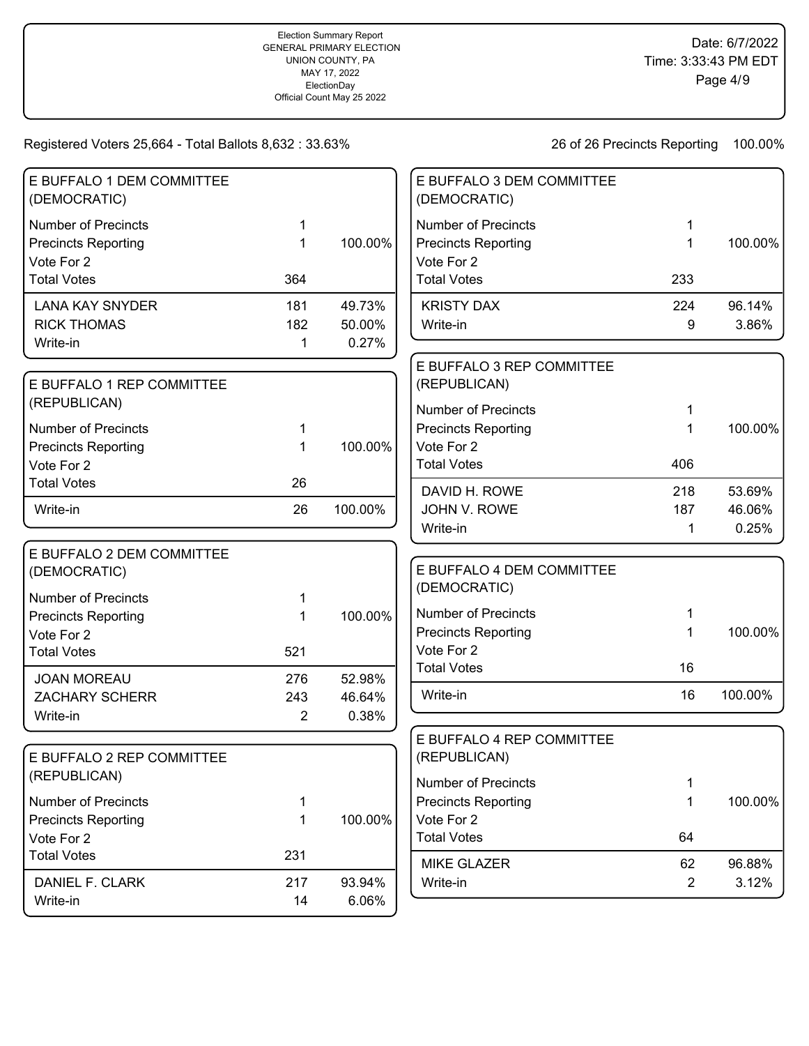Election Summary Report
GENERAL PRIMARY ELECTION
UNION COUNTY, PA
MAY 17, 2022
ElectionDay
Official Count May 25 2022

Date: 6/7/2022
Time: 3:33:43 PM EDT

Registered Voters 25,664 - Total Ballots 8,632 : 33.63%

26 of 26 Precincts Reporting 100.00%

### E BUFFALO 1 DEM COMMITTEE (DEMOCRATIC)

| | | |
|---|---|---|
| Number of Precincts | 1 | |
| Precincts Reporting | 1 | 100.00% |
| Vote For 2 | | |
| Total Votes | 364 | |
| LANA KAY SNYDER | 181 | 49.73% |
| RICK THOMAS | 182 | 50.00% |
| Write-in | 1 | 0.27% |

### E BUFFALO 1 REP COMMITTEE (REPUBLICAN)

| | | |
|---|---|---|
| Number of Precincts | 1 | |
| Precincts Reporting | 1 | 100.00% |
| Vote For 2 | | |
| Total Votes | 26 | |
| Write-in | 26 | 100.00% |

### E BUFFALO 2 DEM COMMITTEE (DEMOCRATIC)

| | | |
|---|---|---|
| Number of Precincts | 1 | |
| Precincts Reporting | 1 | 100.00% |
| Vote For 2 | | |
| Total Votes | 521 | |
| JOAN MOREAU | 276 | 52.98% |
| ZACHARY SCHERR | 243 | 46.64% |
| Write-in | 2 | 0.38% |

### E BUFFALO 2 REP COMMITTEE (REPUBLICAN)

| | | |
|---|---|---|
| Number of Precincts | 1 | |
| Precincts Reporting | 1 | 100.00% |
| Vote For 2 | | |
| Total Votes | 231 | |
| DANIEL F. CLARK | 217 | 93.94% |
| Write-in | 14 | 6.06% |

### E BUFFALO 3 DEM COMMITTEE (DEMOCRATIC)

| | | |
|---|---|---|
| Number of Precincts | 1 | |
| Precincts Reporting | 1 | 100.00% |
| Vote For 2 | | |
| Total Votes | 233 | |
| KRISTY DAX | 224 | 96.14% |
| Write-in | 9 | 3.86% |

### E BUFFALO 3 REP COMMITTEE (REPUBLICAN)

| | | |
|---|---|---|
| Number of Precincts | 1 | |
| Precincts Reporting | 1 | 100.00% |
| Vote For 2 | | |
| Total Votes | 406 | |
| DAVID H. ROWE | 218 | 53.69% |
| JOHN V. ROWE | 187 | 46.06% |
| Write-in | 1 | 0.25% |

### E BUFFALO 4 DEM COMMITTEE (DEMOCRATIC)

| | | |
|---|---|---|
| Number of Precincts | 1 | |
| Precincts Reporting | 1 | 100.00% |
| Vote For 2 | | |
| Total Votes | 16 | |
| Write-in | 16 | 100.00% |

### E BUFFALO 4 REP COMMITTEE (REPUBLICAN)

| | | |
|---|---|---|
| Number of Precincts | 1 | |
| Precincts Reporting | 1 | 100.00% |
| Vote For 2 | | |
| Total Votes | 64 | |
| MIKE GLAZER | 62 | 96.88% |
| Write-in | 2 | 3.12% |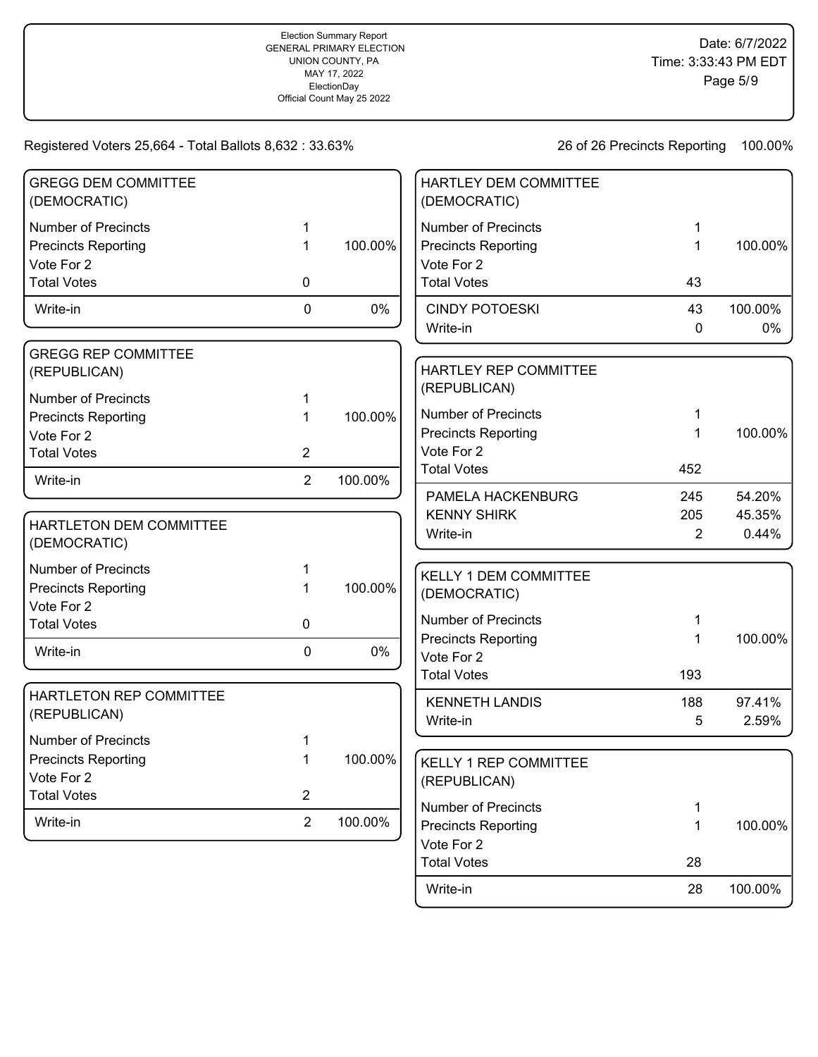Registered Voters 25,664 - Total Ballots 8,632 : 33.63%

26 of 26 Precincts Reporting 100.00%

## GREGG DEM COMMITTEE (DEMOCRATIC)

| | | |
|---|---|---|
| Number of Precincts | 1 | |
| Precincts Reporting | 1 | 100.00% |
| Vote For 2 | | |
| Total Votes | 0 | |
| Write-in | 0 | 0% |

## GREGG REP COMMITTEE (REPUBLICAN)

| | | |
|---|---|---|
| Number of Precincts | 1 | |
| Precincts Reporting | 1 | 100.00% |
| Vote For 2 | | |
| Total Votes | 2 | |
| Write-in | 2 | 100.00% |

## HARTLETON DEM COMMITTEE (DEMOCRATIC)

| | | |
|---|---|---|
| Number of Precincts | 1 | |
| Precincts Reporting | 1 | 100.00% |
| Vote For 2 | | |
| Total Votes | 0 | |
| Write-in | 0 | 0% |

## HARTLETON REP COMMITTEE (REPUBLICAN)

| | | |
|---|---|---|
| Number of Precincts | 1 | |
| Precincts Reporting | 1 | 100.00% |
| Vote For 2 | | |
| Total Votes | 2 | |
| Write-in | 2 | 100.00% |

## HARTLEY DEM COMMITTEE (DEMOCRATIC)

| | | |
|---|---|---|
| Number of Precincts | 1 | |
| Precincts Reporting | 1 | 100.00% |
| Vote For 2 | | |
| Total Votes | 43 | |
| CINDY POTOESKI | 43 | 100.00% |
| Write-in | 0 | 0% |

## HARTLEY REP COMMITTEE (REPUBLICAN)

| | | |
|---|---|---|
| Number of Precincts | 1 | |
| Precincts Reporting | 1 | 100.00% |
| Vote For 2 | | |
| Total Votes | 452 | |
| PAMELA HACKENBURG | 245 | 54.20% |
| KENNY SHIRK | 205 | 45.35% |
| Write-in | 2 | 0.44% |

## KELLY 1 DEM COMMITTEE (DEMOCRATIC)

| | | |
|---|---|---|
| Number of Precincts | 1 | |
| Precincts Reporting | 1 | 100.00% |
| Vote For 2 | | |
| Total Votes | 193 | |
| KENNETH LANDIS | 188 | 97.41% |
| Write-in | 5 | 2.59% |

## KELLY 1 REP COMMITTEE (REPUBLICAN)

| | | |
|---|---|---|
| Number of Precincts | 1 | |
| Precincts Reporting | 1 | 100.00% |
| Vote For 2 | | |
| Total Votes | 28 | |
| Write-in | 28 | 100.00% |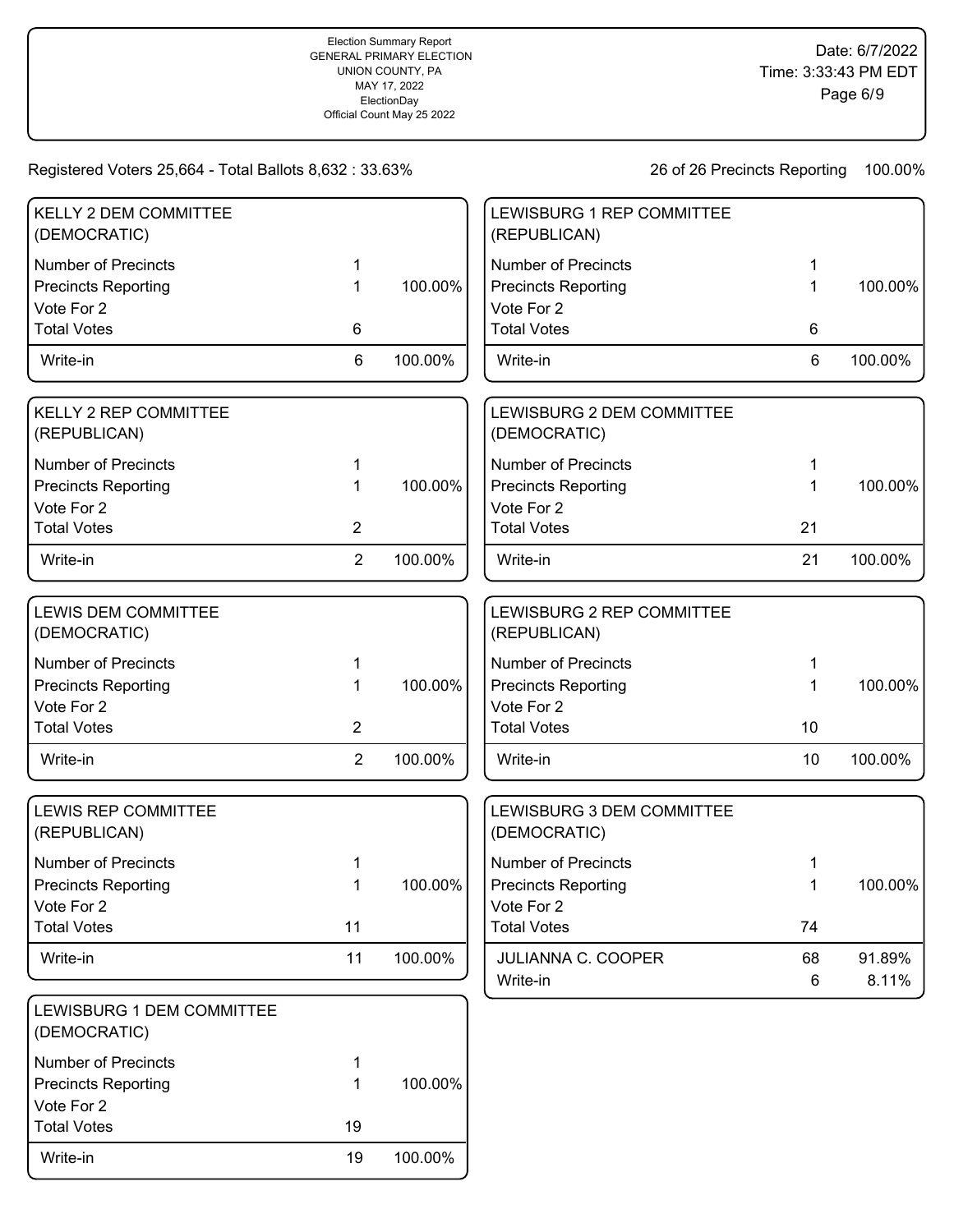Election Summary Report
GENERAL PRIMARY ELECTION
UNION COUNTY, PA
MAY 17, 2022
ElectionDay
Official Count May 25 2022

Date: 6/7/2022
Time: 3:33:43 PM EDT

Registered Voters 25,664 - Total Ballots 8,632 : 33.63%

26 of 26 Precincts Reporting 100.00%

### KELLY 2 DEM COMMITTEE (DEMOCRATIC)

| | | |
|---|---|---|
| Number of Precincts | 1 | |
| Precincts Reporting | 1 | 100.00% |
| Vote For 2 | | |
| Total Votes | 6 | |
| Write-in | 6 | 100.00% |

### KELLY 2 REP COMMITTEE (REPUBLICAN)

| | | |
|---|---|---|
| Number of Precincts | 1 | |
| Precincts Reporting | 1 | 100.00% |
| Vote For 2 | | |
| Total Votes | 2 | |
| Write-in | 2 | 100.00% |

### LEWIS DEM COMMITTEE (DEMOCRATIC)

| | | |
|---|---|---|
| Number of Precincts | 1 | |
| Precincts Reporting | 1 | 100.00% |
| Vote For 2 | | |
| Total Votes | 2 | |
| Write-in | 2 | 100.00% |

### LEWIS REP COMMITTEE (REPUBLICAN)

| | | |
|---|---|---|
| Number of Precincts | 1 | |
| Precincts Reporting | 1 | 100.00% |
| Vote For 2 | | |
| Total Votes | 11 | |
| Write-in | 11 | 100.00% |

### LEWISBURG 1 DEM COMMITTEE (DEMOCRATIC)

| | | |
|---|---|---|
| Number of Precincts | 1 | |
| Precincts Reporting | 1 | 100.00% |
| Vote For 2 | | |
| Total Votes | 19 | |
| Write-in | 19 | 100.00% |

### LEWISBURG 1 REP COMMITTEE (REPUBLICAN)

| | | |
|---|---|---|
| Number of Precincts | 1 | |
| Precincts Reporting | 1 | 100.00% |
| Vote For 2 | | |
| Total Votes | 6 | |
| Write-in | 6 | 100.00% |

### LEWISBURG 2 DEM COMMITTEE (DEMOCRATIC)

| | | |
|---|---|---|
| Number of Precincts | 1 | |
| Precincts Reporting | 1 | 100.00% |
| Vote For 2 | | |
| Total Votes | 21 | |
| Write-in | 21 | 100.00% |

### LEWISBURG 2 REP COMMITTEE (REPUBLICAN)

| | | |
|---|---|---|
| Number of Precincts | 1 | |
| Precincts Reporting | 1 | 100.00% |
| Vote For 2 | | |
| Total Votes | 10 | |
| Write-in | 10 | 100.00% |

### LEWISBURG 3 DEM COMMITTEE (DEMOCRATIC)

| | | |
|---|---|---|
| Number of Precincts | 1 | |
| Precincts Reporting | 1 | 100.00% |
| Vote For 2 | | |
| Total Votes | 74 | |
| JULIANNA C. COOPER | 68 | 91.89% |
| Write-in | 6 | 8.11% |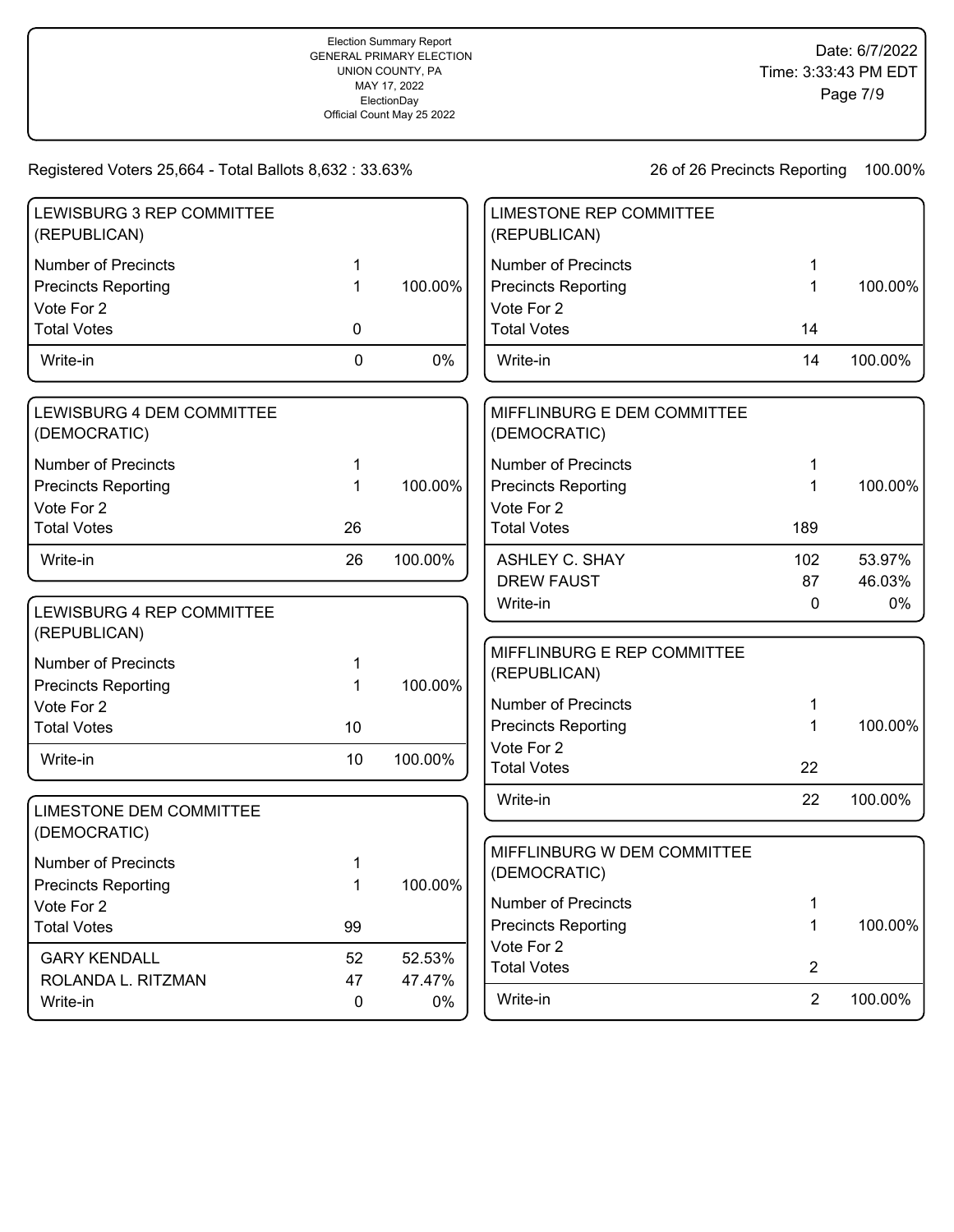Election Summary Report
GENERAL PRIMARY ELECTION
UNION COUNTY, PA
MAY 17, 2022
ElectionDay
Official Count May 25 2022

Date: 6/7/2022
Time: 3:33:43 PM EDT

Registered Voters 25,664 - Total Ballots 8,632 : 33.63%

26 of 26 Precincts Reporting 100.00%

## LEWISBURG 3 REP COMMITTEE (REPUBLICAN)

| | | |
|---|---|---|
| Number of Precincts | 1 | |
| Precincts Reporting | 1 | 100.00% |
| Vote For 2 | | |
| Total Votes | 0 | |
| Write-in | 0 | 0% |

## LEWISBURG 4 DEM COMMITTEE (DEMOCRATIC)

| | | |
|---|---|---|
| Number of Precincts | 1 | |
| Precincts Reporting | 1 | 100.00% |
| Vote For 2 | | |
| Total Votes | 26 | |
| Write-in | 26 | 100.00% |

## LEWISBURG 4 REP COMMITTEE (REPUBLICAN)

| | | |
|---|---|---|
| Number of Precincts | 1 | |
| Precincts Reporting | 1 | 100.00% |
| Vote For 2 | | |
| Total Votes | 10 | |
| Write-in | 10 | 100.00% |

## LIMESTONE DEM COMMITTEE (DEMOCRATIC)

| | | |
|---|---|---|
| Number of Precincts | 1 | |
| Precincts Reporting | 1 | 100.00% |
| Vote For 2 | | |
| Total Votes | 99 | |
| GARY KENDALL | 52 | 52.53% |
| ROLANDA L. RITZMAN | 47 | 47.47% |
| Write-in | 0 | 0% |

## LIMESTONE REP COMMITTEE (REPUBLICAN)

| | | |
|---|---|---|
| Number of Precincts | 1 | |
| Precincts Reporting | 1 | 100.00% |
| Vote For 2 | | |
| Total Votes | 14 | |
| Write-in | 14 | 100.00% |

## MIFFLINBURG E DEM COMMITTEE (DEMOCRATIC)

| | | |
|---|---|---|
| Number of Precincts | 1 | |
| Precincts Reporting | 1 | 100.00% |
| Vote For 2 | | |
| Total Votes | 189 | |
| ASHLEY C. SHAY | 102 | 53.97% |
| DREW FAUST | 87 | 46.03% |
| Write-in | 0 | 0% |

## MIFFLINBURG E REP COMMITTEE (REPUBLICAN)

| | | |
|---|---|---|
| Number of Precincts | 1 | |
| Precincts Reporting | 1 | 100.00% |
| Vote For 2 | | |
| Total Votes | 22 | |
| Write-in | 22 | 100.00% |

## MIFFLINBURG W DEM COMMITTEE (DEMOCRATIC)

| | | |
|---|---|---|
| Number of Precincts | 1 | |
| Precincts Reporting | 1 | 100.00% |
| Vote For 2 | | |
| Total Votes | 2 | |
| Write-in | 2 | 100.00% |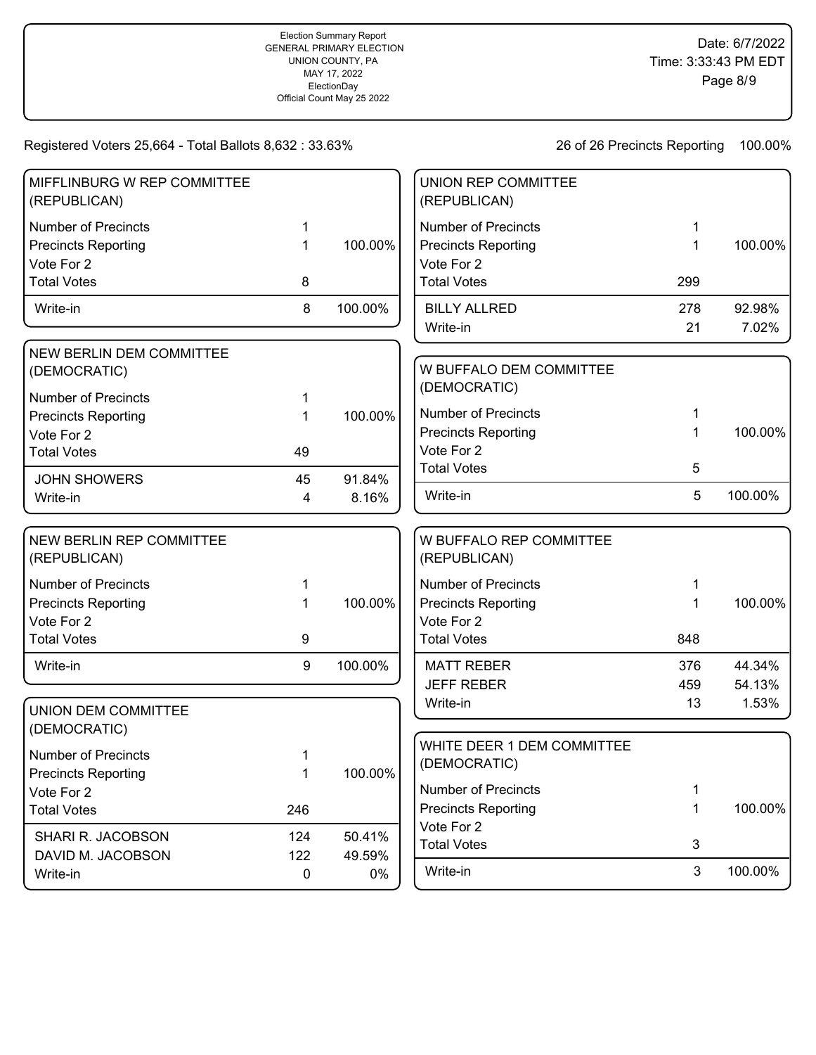Election Summary Report
GENERAL PRIMARY ELECTION
UNION COUNTY, PA
MAY 17, 2022
ElectionDay
Official Count May 25 2022

Date: 6/7/2022
Time: 3:33:43 PM EDT

Registered Voters 25,664 - Total Ballots 8,632 : 33.63%

26 of 26 Precincts Reporting 100.00%

### MIFFLINBURG W REP COMMITTEE (REPUBLICAN)

| | | |
|---|---|---|
| Number of Precincts | 1 | |
| Precincts Reporting | 1 | 100.00% |
| Vote For 2 | | |
| Total Votes | 8 | |
| Write-in | 8 | 100.00% |

### NEW BERLIN DEM COMMITTEE (DEMOCRATIC)

| | | |
|---|---|---|
| Number of Precincts | 1 | |
| Precincts Reporting | 1 | 100.00% |
| Vote For 2 | | |
| Total Votes | 49 | |
| JOHN SHOWERS | 45 | 91.84% |
| Write-in | 4 | 8.16% |

### NEW BERLIN REP COMMITTEE (REPUBLICAN)

| | | |
|---|---|---|
| Number of Precincts | 1 | |
| Precincts Reporting | 1 | 100.00% |
| Vote For 2 | | |
| Total Votes | 9 | |
| Write-in | 9 | 100.00% |

### UNION DEM COMMITTEE (DEMOCRATIC)

| | | |
|---|---|---|
| Number of Precincts | 1 | |
| Precincts Reporting | 1 | 100.00% |
| Vote For 2 | | |
| Total Votes | 246 | |
| SHARI R. JACOBSON | 124 | 50.41% |
| DAVID M. JACOBSON | 122 | 49.59% |
| Write-in | 0 | 0% |

### UNION REP COMMITTEE (REPUBLICAN)

| | | |
|---|---|---|
| Number of Precincts | 1 | |
| Precincts Reporting | 1 | 100.00% |
| Vote For 2 | | |
| Total Votes | 299 | |
| BILLY ALLRED | 278 | 92.98% |
| Write-in | 21 | 7.02% |

### W BUFFALO DEM COMMITTEE (DEMOCRATIC)

| | | |
|---|---|---|
| Number of Precincts | 1 | |
| Precincts Reporting | 1 | 100.00% |
| Vote For 2 | | |
| Total Votes | 5 | |
| Write-in | 5 | 100.00% |

### W BUFFALO REP COMMITTEE (REPUBLICAN)

| | | |
|---|---|---|
| Number of Precincts | 1 | |
| Precincts Reporting | 1 | 100.00% |
| Vote For 2 | | |
| Total Votes | 848 | |
| MATT REBER | 376 | 44.34% |
| JEFF REBER | 459 | 54.13% |
| Write-in | 13 | 1.53% |

### WHITE DEER 1 DEM COMMITTEE (DEMOCRATIC)

| | | |
|---|---|---|
| Number of Precincts | 1 | |
| Precincts Reporting | 1 | 100.00% |
| Vote For 2 | | |
| Total Votes | 3 | |
| Write-in | 3 | 100.00% |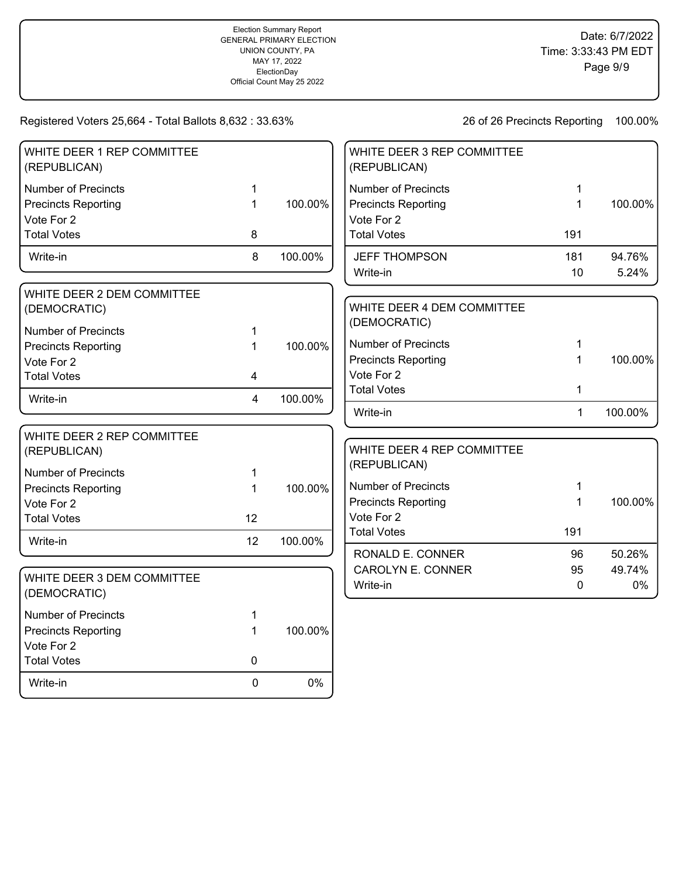Election Summary Report
GENERAL PRIMARY ELECTION
UNION COUNTY, PA
MAY 17, 2022
ElectionDay
Official Count May 25 2022

Date: 6/7/2022
Time: 3:33:43 PM EDT

Registered Voters 25,664 - Total Ballots 8,632 : 33.63%

26 of 26 Precincts Reporting 100.00%

### WHITE DEER 1 REP COMMITTEE (REPUBLICAN)

| | | |
|---|---|---|
| Number of Precincts | 1 | |
| Precincts Reporting | 1 | 100.00% |
| Vote For 2 | | |
| Total Votes | 8 | |
| Write-in | 8 | 100.00% |

### WHITE DEER 2 DEM COMMITTEE (DEMOCRATIC)

| | | |
|---|---|---|
| Number of Precincts | 1 | |
| Precincts Reporting | 1 | 100.00% |
| Vote For 2 | | |
| Total Votes | 4 | |
| Write-in | 4 | 100.00% |

### WHITE DEER 2 REP COMMITTEE (REPUBLICAN)

| | | |
|---|---|---|
| Number of Precincts | 1 | |
| Precincts Reporting | 1 | 100.00% |
| Vote For 2 | | |
| Total Votes | 12 | |
| Write-in | 12 | 100.00% |

### WHITE DEER 3 DEM COMMITTEE (DEMOCRATIC)

| | | |
|---|---|---|
| Number of Precincts | 1 | |
| Precincts Reporting | 1 | 100.00% |
| Vote For 2 | | |
| Total Votes | 0 | |
| Write-in | 0 | 0% |

### WHITE DEER 3 REP COMMITTEE (REPUBLICAN)

| | | |
|---|---|---|
| Number of Precincts | 1 | |
| Precincts Reporting | 1 | 100.00% |
| Vote For 2 | | |
| Total Votes | 191 | |
| JEFF THOMPSON | 181 | 94.76% |
| Write-in | 10 | 5.24% |

### WHITE DEER 4 DEM COMMITTEE (DEMOCRATIC)

| | | |
|---|---|---|
| Number of Precincts | 1 | |
| Precincts Reporting | 1 | 100.00% |
| Vote For 2 | | |
| Total Votes | 1 | |
| Write-in | 1 | 100.00% |

### WHITE DEER 4 REP COMMITTEE (REPUBLICAN)

| | | |
|---|---|---|
| Number of Precincts | 1 | |
| Precincts Reporting | 1 | 100.00% |
| Vote For 2 | | |
| Total Votes | 191 | |
| RONALD E. CONNER | 96 | 50.26% |
| CAROLYN E. CONNER | 95 | 49.74% |
| Write-in | 0 | 0% |